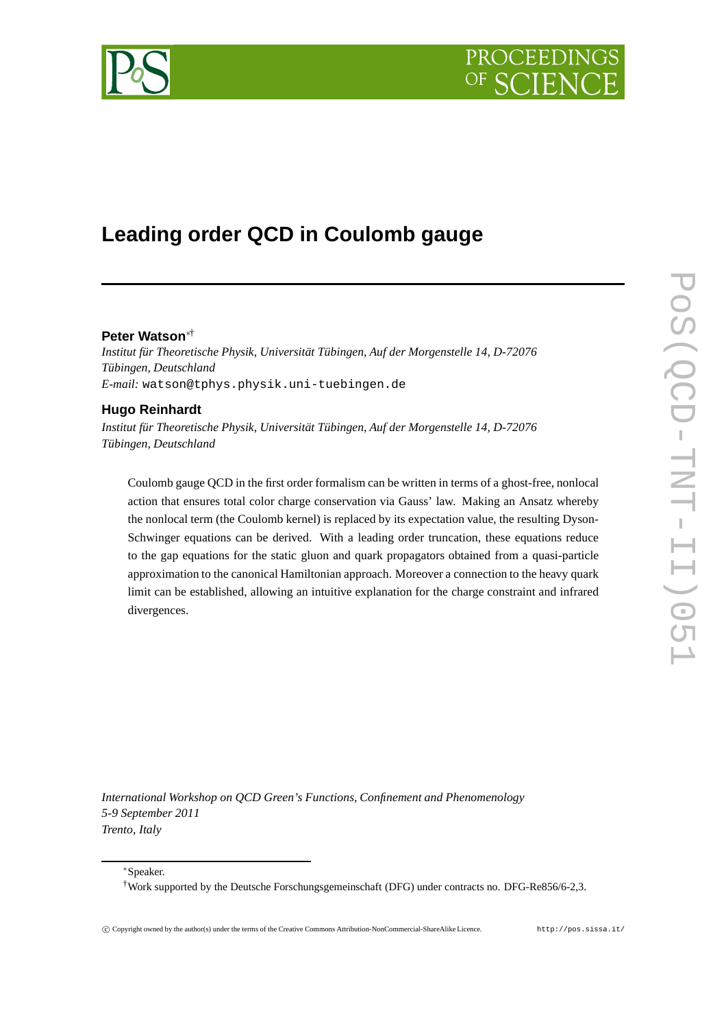# Leading order QCD in Coulomb gauge

**Peter Watson**[∗†]

*Institut für Theoretische Physik, Universität Tübingen, Auf der Morgenstelle 14, D-72076 Tübingen, Deutschland*

*E-mail:* watson@tphys.physik.uni-tuebingen.de

**Hugo Reinhardt**

*Institut für Theoretische Physik, Universität Tübingen, Auf der Morgenstelle 14, D-72076 Tübingen, Deutschland*

Coulomb gauge QCD in the first order formalism can be written in terms of a ghost-free, nonlocal action that ensures total color charge conservation via Gauss' law. Making an Ansatz whereby the nonlocal term (the Coulomb kernel) is replaced by its expectation value, the resulting Dyson-Schwinger equations can be derived. With a leading order truncation, these equations reduce to the gap equations for the static gluon and quark propagators obtained from a quasi-particle approximation to the canonical Hamiltonian approach. Moreover a connection to the heavy quark limit can be established, allowing an intuitive explanation for the charge constraint and infrared divergences.

*International Workshop on QCD Green's Functions, Confinement and Phenomenology*
*5-9 September 2011*
*Trento, Italy*

[∗]Speaker.

[†]Work supported by the Deutsche Forschungsgemeinschaft (DFG) under contracts no. DFG-Re856/6-2,3.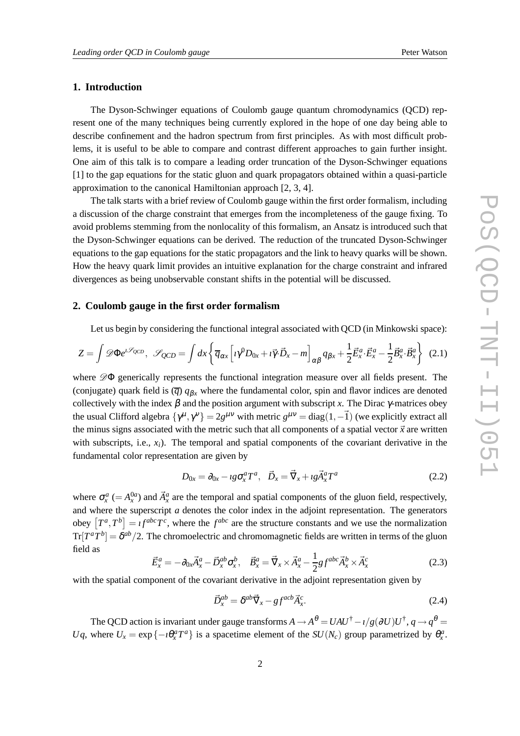## 1. Introduction

The Dyson-Schwinger equations of Coulomb gauge quantum chromodynamics (QCD) represent one of the many techniques being currently explored in the hope of one day being able to describe confinement and the hadron spectrum from first principles. As with most difficult problems, it is useful to be able to compare and contrast different approaches to gain further insight. One aim of this talk is to compare a leading order truncation of the Dyson-Schwinger equations [1] to the gap equations for the static gluon and quark propagators obtained within a quasi-particle approximation to the canonical Hamiltonian approach [2, 3, 4].

The talk starts with a brief review of Coulomb gauge within the first order formalism, including a discussion of the charge constraint that emerges from the incompleteness of the gauge fixing. To avoid problems stemming from the nonlocality of this formalism, an Ansatz is introduced such that the Dyson-Schwinger equations can be derived. The reduction of the truncated Dyson-Schwinger equations to the gap equations for the static propagators and the link to heavy quarks will be shown. How the heavy quark limit provides an intuitive explanation for the charge constraint and infrared divergences as being unobservable constant shifts in the potential will be discussed.

## 2. Coulomb gauge in the first order formalism

Let us begin by considering the functional integral associated with QCD (in Minkowski space):

$$Z = \int \mathscr{D}\Phi e^{\imath \mathscr{S}_{QCD}}, \;\; \mathscr{S}_{QCD} = \int dx \left\{ \overline{q}_{\alpha x} \left[ \imath \gamma^0 D_{0x} + \imath \vec{\gamma} \cdot \vec{D}_x - m \right]_{\alpha\beta} q_{\beta x} + \frac{1}{2} \vec{E}_x^a \cdot \vec{E}_x^a - \frac{1}{2} \vec{B}_x^a \cdot \vec{B}_x^a \right\} \tag{2.1}$$

where $\mathscr{D}\Phi$ generically represents the functional integration measure over all fields present. The (conjugate) quark field is $(\overline{q})$ $q_{\beta x}$ where the fundamental color, spin and flavor indices are denoted collectively with the index $\beta$ and the position argument with subscript $x$. The Dirac $\gamma$-matrices obey the usual Clifford algebra $\{\gamma^\mu, \gamma^\nu\} = 2g^{\mu\nu}$ with metric $g^{\mu\nu} = \mathrm{diag}(1, -\vec{1})$ (we explicitly extract all the minus signs associated with the metric such that all components of a spatial vector $\vec{x}$ are written with subscripts, i.e., $x_i$). The temporal and spatial components of the covariant derivative in the fundamental color representation are given by

$$D_{0x} = \partial_{0x} - \imath g \sigma_x^a T^a, \;\; \vec{D}_x = \vec{\nabla}_x + \imath g \vec{A}_x^a T^a \tag{2.2}$$

where $\sigma_x^a$ $(= A_x^{0a})$ and $\vec{A}_x^a$ are the temporal and spatial components of the gluon field, respectively, and where the superscript $a$ denotes the color index in the adjoint representation. The generators obey $\left[T^a, T^b\right] = \imath f^{abc} T^c$, where the $f^{abc}$ are the structure constants and we use the normalization $\mathrm{Tr}[T^a T^b] = \delta^{ab}/2$. The chromoelectric and chromomagnetic fields are written in terms of the gluon field as

$$\vec{E}_x^a = -\partial_{0x} \vec{A}_x^a - \vec{D}_x^{ab} \sigma_x^b, \;\;\; \vec{B}_x^a = \vec{\nabla}_x \times \vec{A}_x^a - \frac{1}{2} g f^{abc} \vec{A}_x^b \times \vec{A}_x^c \tag{2.3}$$

with the spatial component of the covariant derivative in the adjoint representation given by

$$\vec{D}_x^{ab} = \delta^{ab} \vec{\nabla}_x - g f^{acb} \vec{A}_x^c. \tag{2.4}$$

The QCD action is invariant under gauge transforms $A \to A^\theta = UAU^\dagger - \imath/g(\partial U)U^\dagger$, $q \to q^\theta = Uq$, where $U_x = \exp\{-\imath \theta_x^a T^a\}$ is a spacetime element of the $SU(N_c)$ group parametrized by $\theta_x^a$.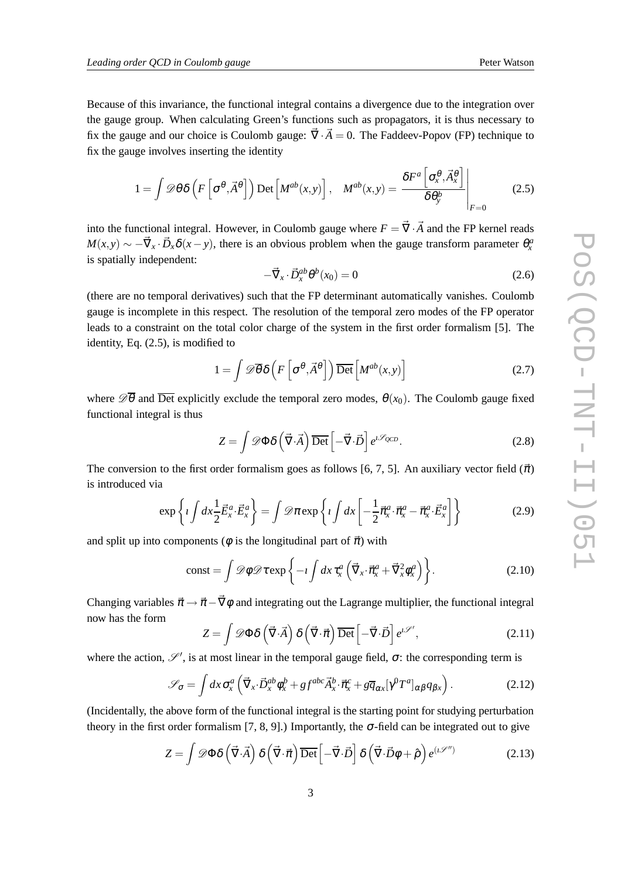Because of this invariance, the functional integral contains a divergence due to the integration over the gauge group. When calculating Green's functions such as propagators, it is thus necessary to fix the gauge and our choice is Coulomb gauge: $\vec{\nabla}\cdot\vec{A}=0$. The Faddeev-Popov (FP) technique to fix the gauge involves inserting the identity

$$1=\int\mathscr{D}\theta\delta\left(F\left[\sigma^{\theta},\vec{A}^{\theta}\right]\right)\mathrm{Det}\left[M^{ab}(x,y)\right],\quad M^{ab}(x,y)=\left.\frac{\delta F^{a}\left[\sigma_{x}^{\theta},\vec{A}_{x}^{\theta}\right]}{\delta\theta_{y}^{b}}\right|_{F=0} \tag{2.5}$$

into the functional integral. However, in Coulomb gauge where $F=\vec{\nabla}\cdot\vec{A}$ and the FP kernel reads $M(x,y)\sim-\vec{\nabla}_{x}\cdot\vec{D}_{x}\delta(x-y)$, there is an obvious problem when the gauge transform parameter $\theta_{x}^{a}$ is spatially independent:

$$-\vec{\nabla}_{x}\cdot\vec{D}_{x}^{ab}\theta^{b}(x_{0})=0 \tag{2.6}$$

(there are no temporal derivatives) such that the FP determinant automatically vanishes. Coulomb gauge is incomplete in this respect. The resolution of the temporal zero modes of the FP operator leads to a constraint on the total color charge of the system in the first order formalism [5]. The identity, Eq. (2.5), is modified to

$$1=\int\mathscr{D}\overline{\theta}\delta\left(F\left[\sigma^{\theta},\vec{A}^{\theta}\right]\right)\overline{\mathrm{Det}}\left[M^{ab}(x,y)\right] \tag{2.7}$$

where $\mathscr{D}\overline{\theta}$ and $\overline{\mathrm{Det}}$ explicitly exclude the temporal zero modes, $\theta(x_{0})$. The Coulomb gauge fixed functional integral is thus

$$Z=\int\mathscr{D}\Phi\delta\left(\vec{\nabla}\cdot\vec{A}\right)\overline{\mathrm{Det}}\left[-\vec{\nabla}\cdot\vec{D}\right]e^{\imath\mathscr{S}_{QCD}}. \tag{2.8}$$

The conversion to the first order formalism goes as follows [6, 7, 5]. An auxiliary vector field ($\vec{\pi}$) is introduced via

$$\exp\left\{\imath\int dx\frac{1}{2}\vec{E}_{x}^{a}\cdot\vec{E}_{x}^{a}\right\}=\int\mathscr{D}\pi\exp\left\{\imath\int dx\left[-\frac{1}{2}\vec{\pi}_{x}^{a}\cdot\vec{\pi}_{x}^{a}-\vec{\pi}_{x}^{a}\cdot\vec{E}_{x}^{a}\right]\right\} \tag{2.9}$$

and split up into components ($\phi$ is the longitudinal part of $\vec{\pi}$) with

$$\mathrm{const}=\int\mathscr{D}\phi\mathscr{D}\tau\exp\left\{-\imath\int dx\,\tau_{x}^{a}\left(\vec{\nabla}_{x}\cdot\vec{\pi}_{x}^{a}+\vec{\nabla}_{x}^{2}\phi_{x}^{a}\right)\right\}. \tag{2.10}$$

Changing variables $\vec{\pi}\rightarrow\vec{\pi}-\vec{\nabla}\phi$ and integrating out the Lagrange multiplier, the functional integral now has the form

$$Z=\int\mathscr{D}\Phi\delta\left(\vec{\nabla}\cdot\vec{A}\right)\delta\left(\vec{\nabla}\cdot\vec{\pi}\right)\overline{\mathrm{Det}}\left[-\vec{\nabla}\cdot\vec{D}\right]e^{\imath\mathscr{S}'}, \tag{2.11}$$

where the action, $\mathscr{S}'$, is at most linear in the temporal gauge field, $\sigma$: the corresponding term is

$$\mathscr{S}_{\sigma}=\int dx\,\sigma_{x}^{a}\left(\vec{\nabla}_{x}\cdot\vec{D}_{x}^{ab}\phi_{x}^{b}+gf^{abc}\vec{A}_{x}^{b}\cdot\vec{\pi}_{x}^{c}+g\overline{q}_{\alpha x}[\gamma^{0}T^{a}]_{\alpha\beta}q_{\beta x}\right). \tag{2.12}$$

(Incidentally, the above form of the functional integral is the starting point for studying perturbation theory in the first order formalism [7, 8, 9].) Importantly, the $\sigma$-field can be integrated out to give

$$Z=\int\mathscr{D}\Phi\delta\left(\vec{\nabla}\cdot\vec{A}\right)\delta\left(\vec{\nabla}\cdot\vec{\pi}\right)\overline{\mathrm{Det}}\left[-\vec{\nabla}\cdot\vec{D}\right]\delta\left(\vec{\nabla}\cdot\vec{D}\phi+\hat{\rho}\right)e^{(\imath\mathscr{S}'')} \tag{2.13}$$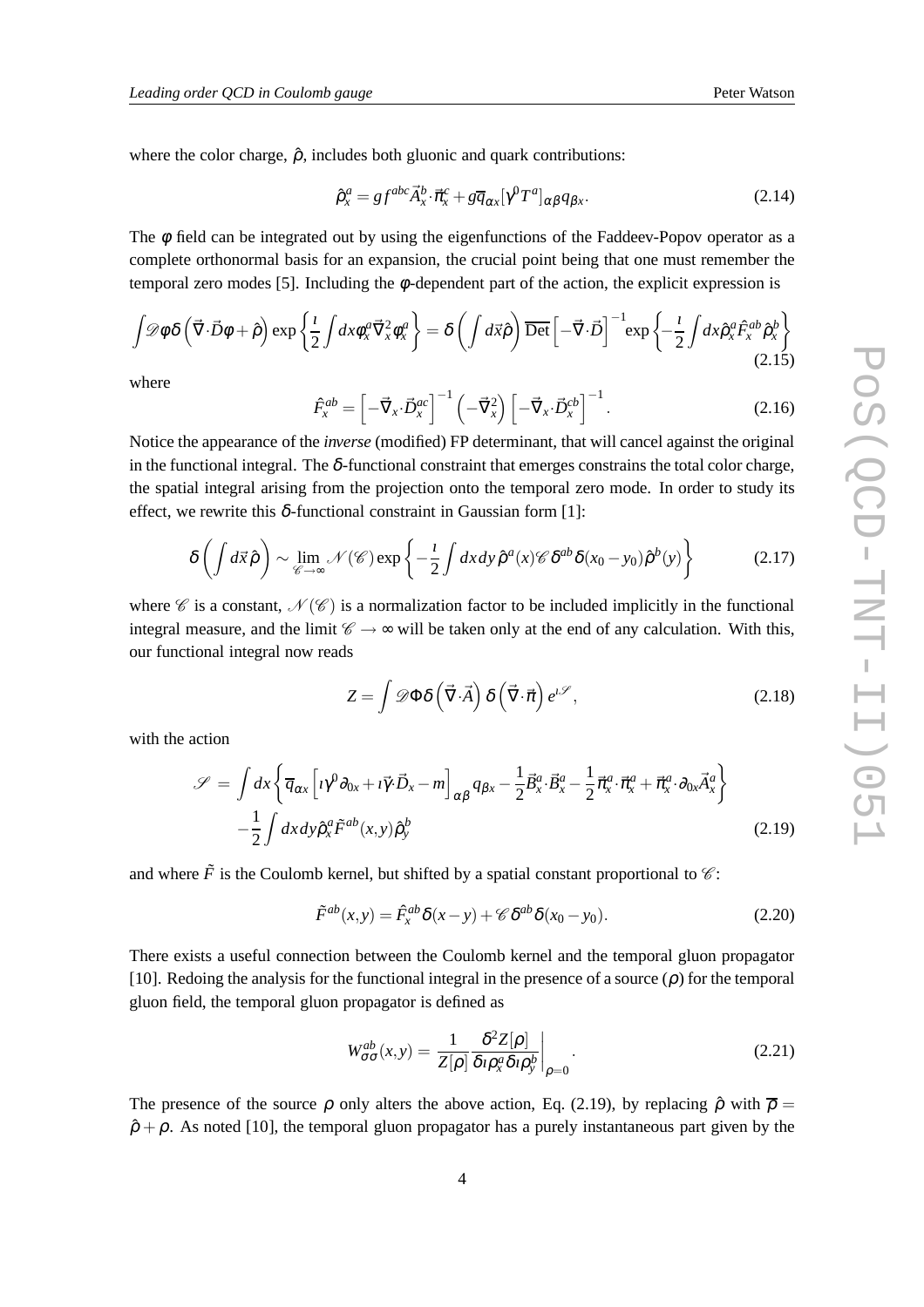where the color charge, $\hat{\rho}$, includes both gluonic and quark contributions:

$$\hat{\rho}_x^a = gf^{abc}\vec{A}_x^b\cdot\vec{\pi}_x^c + g\overline{q}_{\alpha x}[\gamma^0 T^a]_{\alpha\beta}q_{\beta x}. \tag{2.14}$$

The $\phi$ field can be integrated out by using the eigenfunctions of the Faddeev-Popov operator as a complete orthonormal basis for an expansion, the crucial point being that one must remember the temporal zero modes [5]. Including the $\phi$-dependent part of the action, the explicit expression is

$$\int\mathscr{D}\phi\delta\left(\vec{\nabla}\cdot\vec{D}\phi+\hat{\rho}\right)\exp\left\{\frac{\imath}{2}\int dx\phi_x^a\vec{\nabla}_x^2\phi_x^a\right\} = \delta\left(\int d\vec{x}\hat{\rho}\right)\overline{\mathrm{Det}}\left[-\vec{\nabla}\cdot\vec{D}\right]^{-1}\exp\left\{-\frac{\imath}{2}\int dx\hat{\rho}_x^a\hat{F}_x^{ab}\hat{\rho}_x^b\right\} \tag{2.15}$$

where

$$\hat{F}_x^{ab} = \left[-\vec{\nabla}_x\cdot\vec{D}_x^{ac}\right]^{-1}\left(-\vec{\nabla}_x^2\right)\left[-\vec{\nabla}_x\cdot\vec{D}_x^{cb}\right]^{-1}. \tag{2.16}$$

Notice the appearance of the *inverse* (modified) FP determinant, that will cancel against the original in the functional integral. The $\delta$-functional constraint that emerges constrains the total color charge, the spatial integral arising from the projection onto the temporal zero mode. In order to study its effect, we rewrite this $\delta$-functional constraint in Gaussian form [1]:

$$\delta\left(\int d\vec{x}\hat{\rho}\right)\sim\lim_{\mathscr{C}\to\infty}\mathscr{N}(\mathscr{C})\exp\left\{-\frac{\imath}{2}\int dxdy\,\hat{\rho}^a(x)\mathscr{C}\delta^{ab}\delta(x_0-y_0)\hat{\rho}^b(y)\right\} \tag{2.17}$$

where $\mathscr{C}$ is a constant, $\mathscr{N}(\mathscr{C})$ is a normalization factor to be included implicitly in the functional integral measure, and the limit $\mathscr{C}\to\infty$ will be taken only at the end of any calculation. With this, our functional integral now reads

$$Z = \int\mathscr{D}\Phi\delta\left(\vec{\nabla}\cdot\vec{A}\right)\delta\left(\vec{\nabla}\cdot\vec{\pi}\right)e^{\imath\mathscr{S}}, \tag{2.18}$$

with the action

$$\begin{aligned}\mathscr{S} \;=\; &\int dx\left\{\overline{q}_{\alpha x}\left[\imath\gamma^0\partial_{0x}+\imath\vec{\gamma}\cdot\vec{D}_x-m\right]_{\alpha\beta}q_{\beta x}-\frac{1}{2}\vec{B}_x^a\cdot\vec{B}_x^a-\frac{1}{2}\vec{\pi}_x^a\cdot\vec{\pi}_x^a+\vec{\pi}_x^a\cdot\partial_{0x}\vec{A}_x^a\right\}\\ &-\frac{1}{2}\int dxdy\hat{\rho}_x^a\tilde{F}^{ab}(x,y)\hat{\rho}_y^b\end{aligned} \tag{2.19}$$

and where $\tilde{F}$ is the Coulomb kernel, but shifted by a spatial constant proportional to $\mathscr{C}$:

$$\tilde{F}^{ab}(x,y) = \hat{F}_x^{ab}\delta(x-y)+\mathscr{C}\delta^{ab}\delta(x_0-y_0). \tag{2.20}$$

There exists a useful connection between the Coulomb kernel and the temporal gluon propagator [10]. Redoing the analysis for the functional integral in the presence of a source ($\rho$) for the temporal gluon field, the temporal gluon propagator is defined as

$$W_{\sigma\sigma}^{ab}(x,y) = \frac{1}{Z[\rho]}\left.\frac{\delta^2 Z[\rho]}{\delta\imath\rho_x^a\delta\imath\rho_y^b}\right|_{\rho=0}. \tag{2.21}$$

The presence of the source $\rho$ only alters the above action, Eq. (2.19), by replacing $\hat{\rho}$ with $\overline{\rho}=\hat{\rho}+\rho$. As noted [10], the temporal gluon propagator has a purely instantaneous part given by the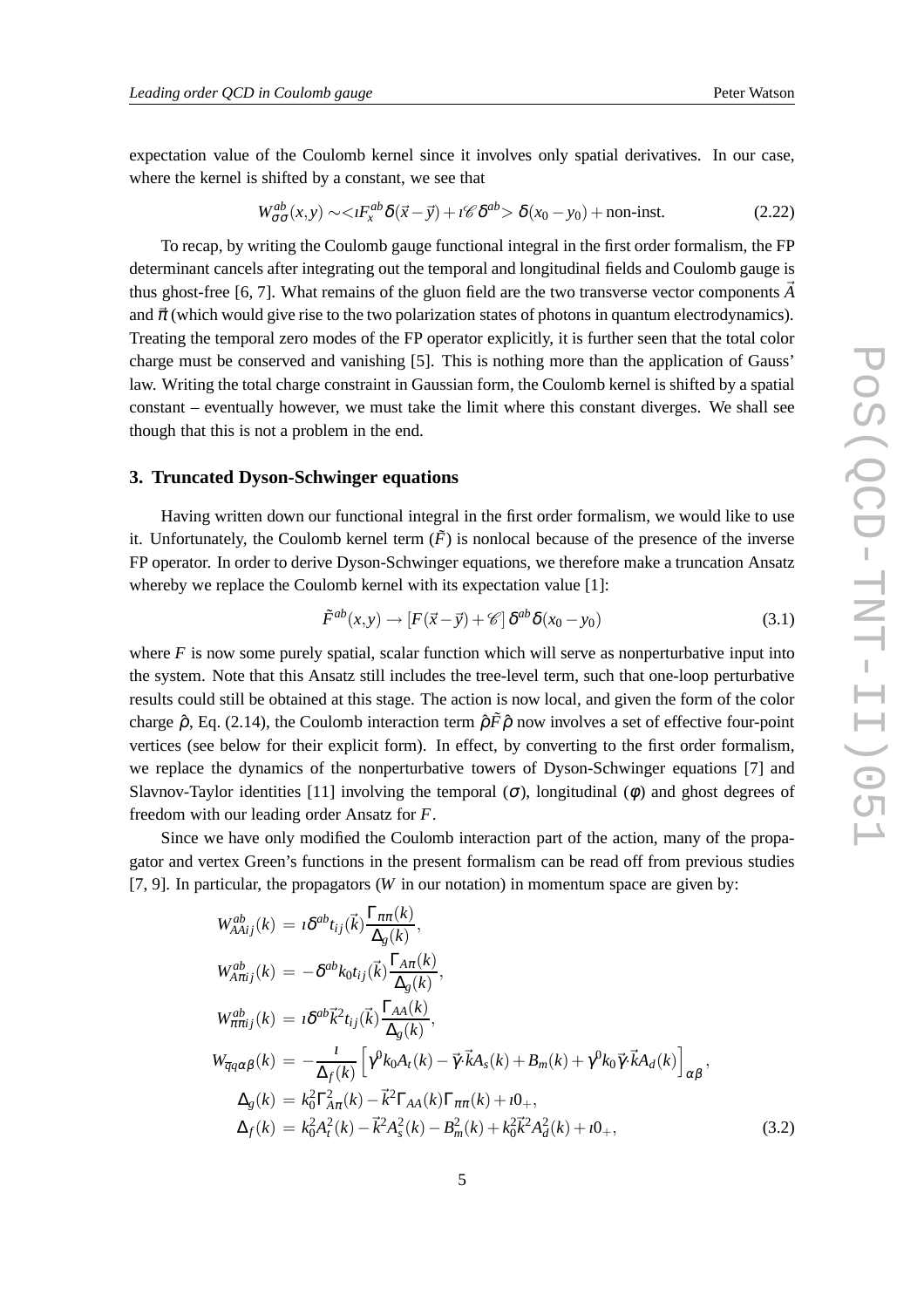expectation value of the Coulomb kernel since it involves only spatial derivatives. In our case, where the kernel is shifted by a constant, we see that

$$W^{ab}_{\sigma\sigma}(x,y) \sim <\imath F^{ab}_x \delta(\vec{x}-\vec{y}) + \imath\mathscr{C}\delta^{ab}> \delta(x_0-y_0) + \text{non-inst.} \tag{2.22}$$

To recap, by writing the Coulomb gauge functional integral in the first order formalism, the FP determinant cancels after integrating out the temporal and longitudinal fields and Coulomb gauge is thus ghost-free [6, 7]. What remains of the gluon field are the two transverse vector components $\vec{A}$ and $\vec{\pi}$ (which would give rise to the two polarization states of photons in quantum electrodynamics). Treating the temporal zero modes of the FP operator explicitly, it is further seen that the total color charge must be conserved and vanishing [5]. This is nothing more than the application of Gauss' law. Writing the total charge constraint in Gaussian form, the Coulomb kernel is shifted by a spatial constant – eventually however, we must take the limit where this constant diverges. We shall see though that this is not a problem in the end.

## 3. Truncated Dyson-Schwinger equations

Having written down our functional integral in the first order formalism, we would like to use it. Unfortunately, the Coulomb kernel term ($\tilde{F}$) is nonlocal because of the presence of the inverse FP operator. In order to derive Dyson-Schwinger equations, we therefore make a truncation Ansatz whereby we replace the Coulomb kernel with its expectation value [1]:

$$\tilde{F}^{ab}(x,y) \to [F(\vec{x}-\vec{y}) + \mathscr{C}]\,\delta^{ab}\delta(x_0-y_0) \tag{3.1}$$

where $F$ is now some purely spatial, scalar function which will serve as nonperturbative input into the system. Note that this Ansatz still includes the tree-level term, such that one-loop perturbative results could still be obtained at this stage. The action is now local, and given the form of the color charge $\hat{\rho}$, Eq. (2.14), the Coulomb interaction term $\hat{\rho}\tilde{F}\hat{\rho}$ now involves a set of effective four-point vertices (see below for their explicit form). In effect, by converting to the first order formalism, we replace the dynamics of the nonperturbative towers of Dyson-Schwinger equations [7] and Slavnov-Taylor identities [11] involving the temporal ($\sigma$), longitudinal ($\phi$) and ghost degrees of freedom with our leading order Ansatz for $F$.

Since we have only modified the Coulomb interaction part of the action, many of the propagator and vertex Green's functions in the present formalism can be read off from previous studies [7, 9]. In particular, the propagators ($W$ in our notation) in momentum space are given by:

$$\begin{aligned}
W^{ab}_{AAij}(k) &= \imath\delta^{ab}t_{ij}(\vec{k})\frac{\Gamma_{\pi\pi}(k)}{\Delta_g(k)},\\
W^{ab}_{A\pi ij}(k) &= -\delta^{ab}k_0 t_{ij}(\vec{k})\frac{\Gamma_{A\pi}(k)}{\Delta_g(k)},\\
W^{ab}_{\pi\pi ij}(k) &= \imath\delta^{ab}\vec{k}^2 t_{ij}(\vec{k})\frac{\Gamma_{AA}(k)}{\Delta_g(k)},\\
W_{\overline{q}q\alpha\beta}(k) &= -\frac{\imath}{\Delta_f(k)}\left[\gamma^0 k_0 A_t(k) - \vec{\gamma}\cdot\vec{k}A_s(k) + B_m(k) + \gamma^0 k_0\vec{\gamma}\cdot\vec{k}A_d(k)\right]_{\alpha\beta},\\
\Delta_g(k) &= k_0^2\Gamma^2_{A\pi}(k) - \vec{k}^2\Gamma_{AA}(k)\Gamma_{\pi\pi}(k) + \imath 0_+,\\
\Delta_f(k) &= k_0^2 A_t^2(k) - \vec{k}^2 A_s^2(k) - B_m^2(k) + k_0^2\vec{k}^2 A_d^2(k) + \imath 0_+,
\end{aligned} \tag{3.2}$$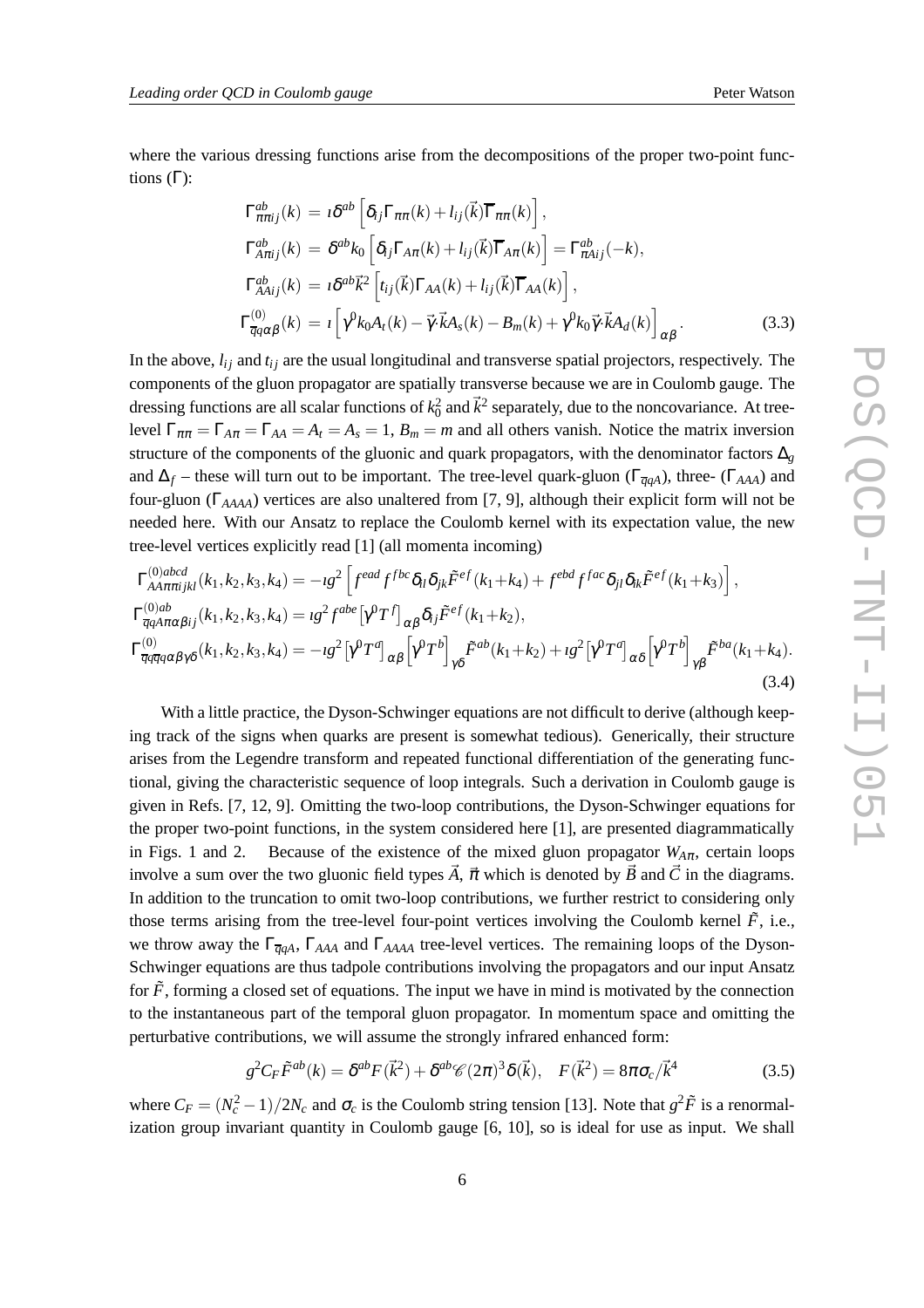where the various dressing functions arise from the decompositions of the proper two-point functions ($\Gamma$):

$$
\begin{aligned}
\Gamma^{ab}_{\pi\pi ij}(k) &= \imath\delta^{ab}\left[\delta_{ij}\Gamma_{\pi\pi}(k)+l_{ij}(\vec{k})\overline{\Gamma}_{\pi\pi}(k)\right],\\
\Gamma^{ab}_{A\pi ij}(k) &= \delta^{ab}k_0\left[\delta_{ij}\Gamma_{A\pi}(k)+l_{ij}(\vec{k})\overline{\Gamma}_{A\pi}(k)\right]=\Gamma^{ab}_{\pi Aij}(-k),\\
\Gamma^{ab}_{AAij}(k) &= \imath\delta^{ab}\vec{k}^2\left[t_{ij}(\vec{k})\Gamma_{AA}(k)+l_{ij}(\vec{k})\overline{\Gamma}_{AA}(k)\right],\\
\Gamma^{(0)}_{\overline{q}q\alpha\beta}(k) &= \imath\left[\gamma^0k_0A_t(k)-\vec{\gamma}\cdot\vec{k}A_s(k)-B_m(k)+\gamma^0k_0\vec{\gamma}\cdot\vec{k}A_d(k)\right]_{\alpha\beta}.
\end{aligned}
\tag{3.3}
$$

In the above, $l_{ij}$ and $t_{ij}$ are the usual longitudinal and transverse spatial projectors, respectively. The components of the gluon propagator are spatially transverse because we are in Coulomb gauge. The dressing functions are all scalar functions of $k_0^2$ and $\vec{k}^2$ separately, due to the noncovariance. At tree-level $\Gamma_{\pi\pi}=\Gamma_{A\pi}=\Gamma_{AA}=A_t=A_s=1$, $B_m=m$ and all others vanish. Notice the matrix inversion structure of the components of the gluonic and quark propagators, with the denominator factors $\Delta_g$ and $\Delta_f$ – these will turn out to be important. The tree-level quark-gluon ($\Gamma_{\overline{q}qA}$), three- ($\Gamma_{AAA}$) and four-gluon ($\Gamma_{AAAA}$) vertices are also unaltered from [7, 9], although their explicit form will not be needed here. With our Ansatz to replace the Coulomb kernel with its expectation value, the new tree-level vertices explicitly read [1] (all momenta incoming)

$$
\begin{aligned}
&\Gamma^{(0)abcd}_{AA\pi\pi ijkl}(k_1,k_2,k_3,k_4)=-\imath g^2\left[f^{ead}f^{fbc}\delta_{il}\delta_{jk}\tilde{F}^{ef}(k_1+k_4)+f^{ebd}f^{fac}\delta_{jl}\delta_{ik}\tilde{F}^{ef}(k_1+k_3)\right],\\
&\Gamma^{(0)ab}_{\overline{q}qA\pi\alpha\beta ij}(k_1,k_2,k_3,k_4)=\imath g^2f^{abe}\left[\gamma^0T^f\right]_{\alpha\beta}\delta_{ij}\tilde{F}^{ef}(k_1+k_2),\\
&\Gamma^{(0)}_{\overline{q}q\overline{q}q\alpha\beta\gamma\delta}(k_1,k_2,k_3,k_4)=-\imath g^2\left[\gamma^0T^a\right]_{\alpha\beta}\left[\gamma^0T^b\right]_{\gamma\delta}\tilde{F}^{ab}(k_1+k_2)+\imath g^2\left[\gamma^0T^a\right]_{\alpha\delta}\left[\gamma^0T^b\right]_{\gamma\beta}\tilde{F}^{ba}(k_1+k_4).
\end{aligned}
\tag{3.4}
$$

With a little practice, the Dyson-Schwinger equations are not difficult to derive (although keeping track of the signs when quarks are present is somewhat tedious). Generically, their structure arises from the Legendre transform and repeated functional differentiation of the generating functional, giving the characteristic sequence of loop integrals. Such a derivation in Coulomb gauge is given in Refs. [7, 12, 9]. Omitting the two-loop contributions, the Dyson-Schwinger equations for the proper two-point functions, in the system considered here [1], are presented diagrammatically in Figs. 1 and 2. Because of the existence of the mixed gluon propagator $W_{A\pi}$, certain loops involve a sum over the two gluonic field types $\vec{A}$, $\vec{\pi}$ which is denoted by $\vec{B}$ and $\vec{C}$ in the diagrams. In addition to the truncation to omit two-loop contributions, we further restrict to considering only those terms arising from the tree-level four-point vertices involving the Coulomb kernel $\tilde{F}$, i.e., we throw away the $\Gamma_{\overline{q}qA}$, $\Gamma_{AAA}$ and $\Gamma_{AAAA}$ tree-level vertices. The remaining loops of the Dyson-Schwinger equations are thus tadpole contributions involving the propagators and our input Ansatz for $\tilde{F}$, forming a closed set of equations. The input we have in mind is motivated by the connection to the instantaneous part of the temporal gluon propagator. In momentum space and omitting the perturbative contributions, we will assume the strongly infrared enhanced form:

$$
g^2C_F\tilde{F}^{ab}(k)=\delta^{ab}F(\vec{k}^2)+\delta^{ab}\mathscr{C}(2\pi)^3\delta(\vec{k}),\quad F(\vec{k}^2)=8\pi\sigma_c/\vec{k}^4 \tag{3.5}
$$

where $C_F=(N_c^2-1)/2N_c$ and $\sigma_c$ is the Coulomb string tension [13]. Note that $g^2\tilde{F}$ is a renormalization group invariant quantity in Coulomb gauge [6, 10], so is ideal for use as input. We shall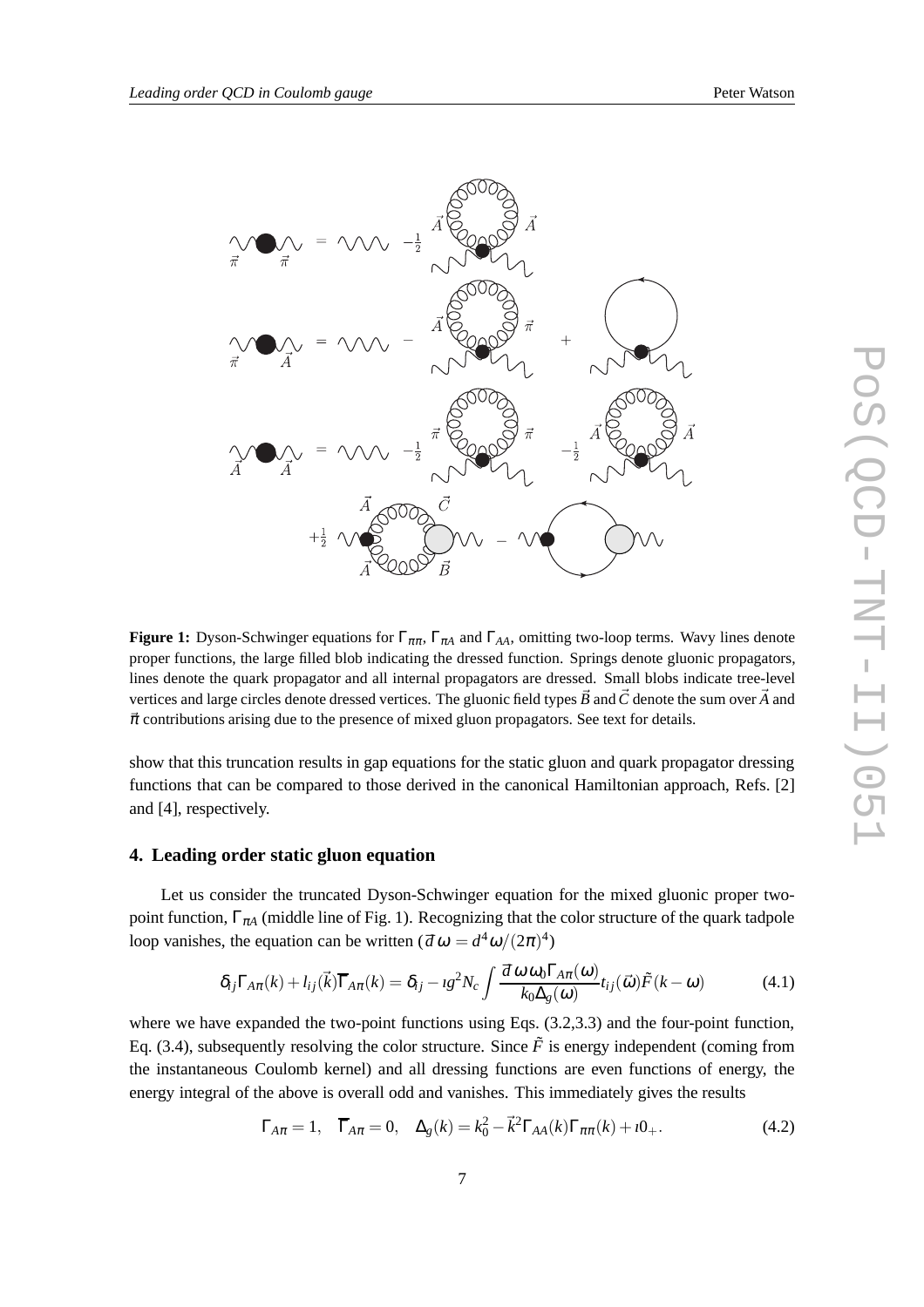**Figure 1:** Dyson-Schwinger equations for $\Gamma_{\pi\pi}$, $\Gamma_{\pi A}$ and $\Gamma_{AA}$, omitting two-loop terms. Wavy lines denote proper functions, the large filled blob indicating the dressed function. Springs denote gluonic propagators, lines denote the quark propagator and all internal propagators are dressed. Small blobs indicate tree-level vertices and large circles denote dressed vertices. The gluonic field types $\vec{B}$ and $\vec{C}$ denote the sum over $\vec{A}$ and $\vec{\pi}$ contributions arising due to the presence of mixed gluon propagators. See text for details.

show that this truncation results in gap equations for the static gluon and quark propagator dressing functions that can be compared to those derived in the canonical Hamiltonian approach, Refs. [2] and [4], respectively.

## 4. Leading order static gluon equation

Let us consider the truncated Dyson-Schwinger equation for the mixed gluonic proper two-point function, $\Gamma_{\pi A}$ (middle line of Fig. 1). Recognizing that the color structure of the quark tadpole loop vanishes, the equation can be written ($\bar{d}\,\omega = d^4\omega/(2\pi)^4$)

$$\delta_{ij}\Gamma_{A\pi}(k) + l_{ij}(\vec{k})\overline{\Gamma}_{A\pi}(k) = \delta_{ij} - \imath g^2 N_c \int \frac{\bar{d}\,\omega\,\omega_0\Gamma_{A\pi}(\omega)}{k_0\Delta_g(\omega)} t_{ij}(\vec{\omega})\tilde{F}(k-\omega) \tag{4.1}$$

where we have expanded the two-point functions using Eqs. (3.2,3.3) and the four-point function, Eq. (3.4), subsequently resolving the color structure. Since $\tilde{F}$ is energy independent (coming from the instantaneous Coulomb kernel) and all dressing functions are even functions of energy, the energy integral of the above is overall odd and vanishes. This immediately gives the results

$$\Gamma_{A\pi} = 1, \quad \overline{\Gamma}_{A\pi} = 0, \quad \Delta_g(k) = k_0^2 - \vec{k}^2\Gamma_{AA}(k)\Gamma_{\pi\pi}(k) + \imath 0_+. \tag{4.2}$$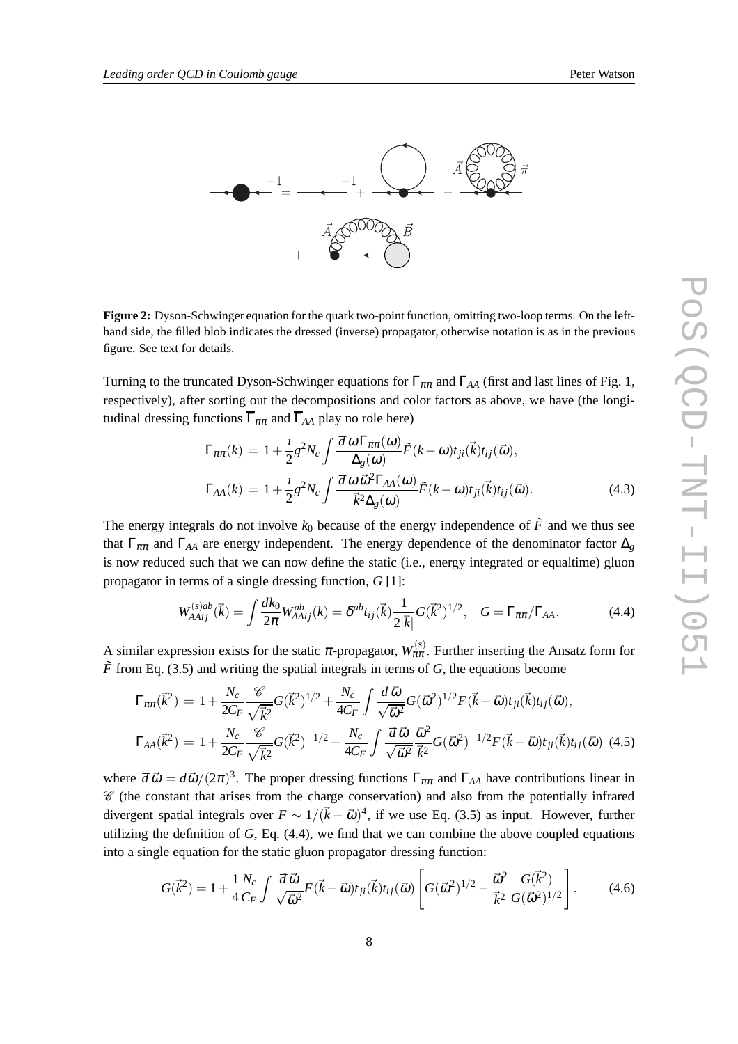**Figure 2:** Dyson-Schwinger equation for the quark two-point function, omitting two-loop terms. On the left-hand side, the filled blob indicates the dressed (inverse) propagator, otherwise notation is as in the previous figure. See text for details.

Turning to the truncated Dyson-Schwinger equations for $\Gamma_{\pi\pi}$ and $\Gamma_{AA}$ (first and last lines of Fig. 1, respectively), after sorting out the decompositions and color factors as above, we have (the longitudinal dressing functions $\overline{\Gamma}_{\pi\pi}$ and $\overline{\Gamma}_{AA}$ play no role here)

$$\Gamma_{\pi\pi}(k) = 1 + \frac{\imath}{2} g^2 N_c \int \frac{\bar{d}\,\omega\,\Gamma_{\pi\pi}(\omega)}{\Delta_g(\omega)} \tilde{F}(k-\omega) t_{ji}(\vec{k}) t_{ij}(\vec{\omega}),$$

$$\Gamma_{AA}(k) = 1 + \frac{\imath}{2} g^2 N_c \int \frac{\bar{d}\,\omega\,\vec{\omega}^2 \Gamma_{AA}(\omega)}{\vec{k}^2 \Delta_g(\omega)} \tilde{F}(k-\omega) t_{ji}(\vec{k}) t_{ij}(\vec{\omega}). \qquad (4.3)$$

The energy integrals do not involve $k_0$ because of the energy independence of $\tilde{F}$ and we thus see that $\Gamma_{\pi\pi}$ and $\Gamma_{AA}$ are energy independent. The energy dependence of the denominator factor $\Delta_g$ is now reduced such that we can now define the static (i.e., energy integrated or equaltime) gluon propagator in terms of a single dressing function, $G$ [1]:

$$W^{(s)ab}_{AAij}(\vec{k}) = \int \frac{dk_0}{2\pi} W^{ab}_{AAij}(k) = \delta^{ab} t_{ij}(\vec{k}) \frac{1}{2|\vec{k}|} G(\vec{k}^2)^{1/2}, \quad G = \Gamma_{\pi\pi}/\Gamma_{AA}. \qquad (4.4)$$

A similar expression exists for the static $\pi$-propagator, $W^{(s)}_{\pi\pi}$. Further inserting the Ansatz form for $\tilde{F}$ from Eq. (3.5) and writing the spatial integrals in terms of $G$, the equations become

$$\Gamma_{\pi\pi}(\vec{k}^2) = 1 + \frac{N_c}{2C_F} \frac{\mathscr{C}}{\sqrt{\vec{k}^2}} G(\vec{k}^2)^{1/2} + \frac{N_c}{4C_F} \int \frac{\bar{d}\,\vec{\omega}}{\sqrt{\vec{\omega}^2}} G(\vec{\omega}^2)^{1/2} F(\vec{k}-\vec{\omega}) t_{ji}(\vec{k}) t_{ij}(\vec{\omega}),$$

$$\Gamma_{AA}(\vec{k}^2) = 1 + \frac{N_c}{2C_F} \frac{\mathscr{C}}{\sqrt{\vec{k}^2}} G(\vec{k}^2)^{-1/2} + \frac{N_c}{4C_F} \int \frac{\bar{d}\,\vec{\omega}}{\sqrt{\vec{\omega}^2}} \frac{\vec{\omega}^2}{\vec{k}^2} G(\vec{\omega}^2)^{-1/2} F(\vec{k}-\vec{\omega}) t_{ji}(\vec{k}) t_{ij}(\vec{\omega}) \qquad (4.5)$$

where $\bar{d}\,\vec{\omega} = d\vec{\omega}/(2\pi)^3$. The proper dressing functions $\Gamma_{\pi\pi}$ and $\Gamma_{AA}$ have contributions linear in $\mathscr{C}$ (the constant that arises from the charge conservation) and also from the potentially infrared divergent spatial integrals over $F \sim 1/(\vec{k}-\vec{\omega})^4$, if we use Eq. (3.5) as input. However, further utilizing the definition of $G$, Eq. (4.4), we find that we can combine the above coupled equations into a single equation for the static gluon propagator dressing function:

$$G(\vec{k}^2) = 1 + \frac{1}{4} \frac{N_c}{C_F} \int \frac{\bar{d}\,\vec{\omega}}{\sqrt{\vec{\omega}^2}} F(\vec{k}-\vec{\omega}) t_{ji}(\vec{k}) t_{ij}(\vec{\omega}) \left[ G(\vec{\omega}^2)^{1/2} - \frac{\vec{\omega}^2}{\vec{k}^2} \frac{G(\vec{k}^2)}{G(\vec{\omega}^2)^{1/2}} \right]. \qquad (4.6)$$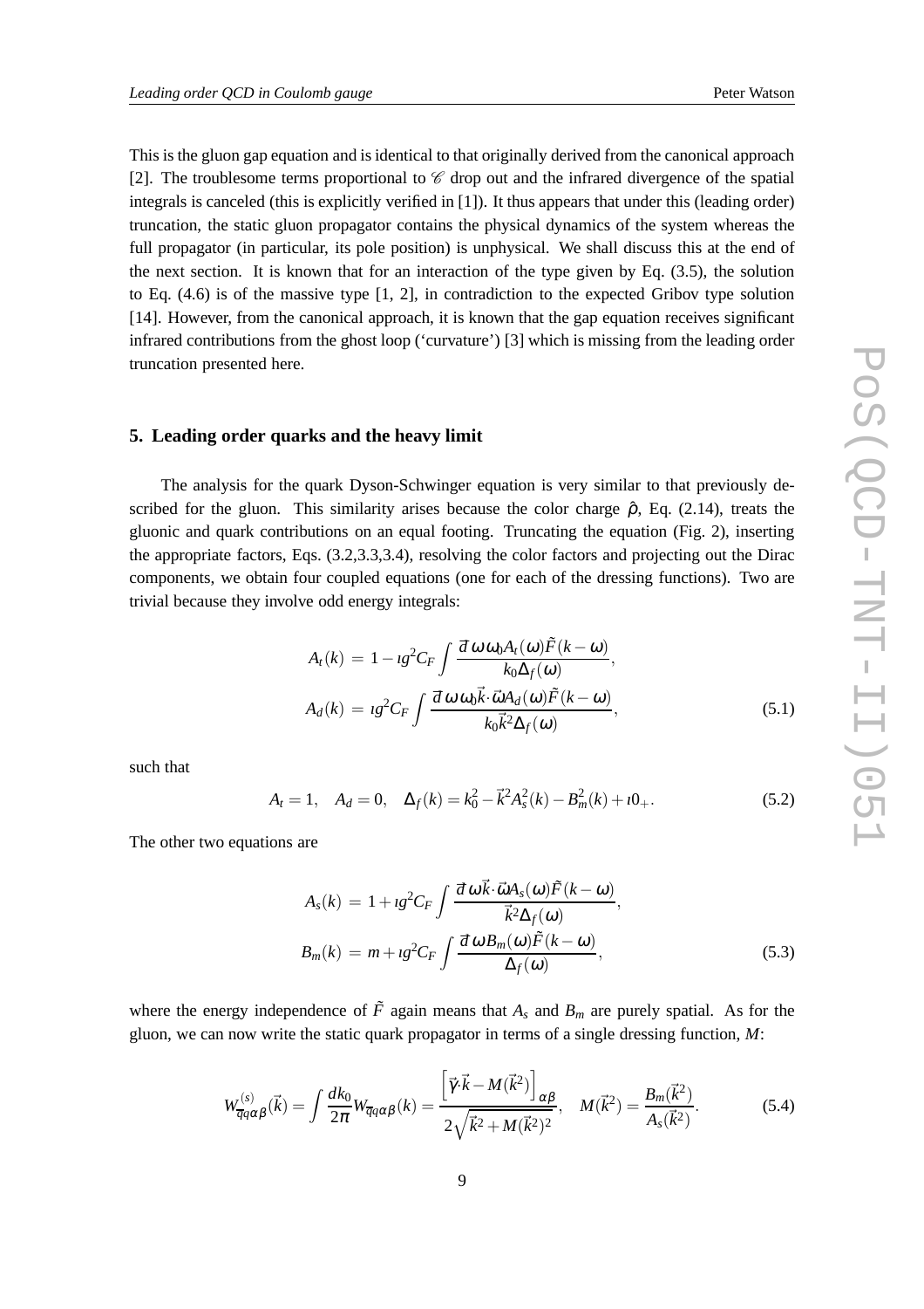This is the gluon gap equation and is identical to that originally derived from the canonical approach [2]. The troublesome terms proportional to $\mathscr{C}$ drop out and the infrared divergence of the spatial integrals is canceled (this is explicitly verified in [1]). It thus appears that under this (leading order) truncation, the static gluon propagator contains the physical dynamics of the system whereas the full propagator (in particular, its pole position) is unphysical. We shall discuss this at the end of the next section. It is known that for an interaction of the type given by Eq. (3.5), the solution to Eq. (4.6) is of the massive type [1, 2], in contradiction to the expected Gribov type solution [14]. However, from the canonical approach, it is known that the gap equation receives significant infrared contributions from the ghost loop ('curvature') [3] which is missing from the leading order truncation presented here.

## 5. Leading order quarks and the heavy limit

The analysis for the quark Dyson-Schwinger equation is very similar to that previously described for the gluon. This similarity arises because the color charge $\hat{\rho}$, Eq. (2.14), treats the gluonic and quark contributions on an equal footing. Truncating the equation (Fig. 2), inserting the appropriate factors, Eqs. (3.2,3.3,3.4), resolving the color factors and projecting out the Dirac components, we obtain four coupled equations (one for each of the dressing functions). Two are trivial because they involve odd energy integrals:

$$
\begin{aligned}
A_t(k) &= 1 - \imath g^2 C_F \int \frac{d\!\!{}^-\omega\, \omega_0 A_t(\omega)\tilde{F}(k-\omega)}{k_0 \Delta_f(\omega)}, \\
A_d(k) &= \imath g^2 C_F \int \frac{d\!\!{}^-\omega\, \omega_0 \vec{k}\cdot\vec{\omega} A_d(\omega)\tilde{F}(k-\omega)}{k_0 \vec{k}^2 \Delta_f(\omega)},
\end{aligned}
\tag{5.1}
$$

such that

$$
A_t = 1, \quad A_d = 0, \quad \Delta_f(k) = k_0^2 - \vec{k}^2 A_s^2(k) - B_m^2(k) + \imath 0_+. \tag{5.2}
$$

The other two equations are

$$
\begin{aligned}
A_s(k) &= 1 + \imath g^2 C_F \int \frac{d\!\!{}^-\omega\, \vec{k}\cdot\vec{\omega} A_s(\omega)\tilde{F}(k-\omega)}{\vec{k}^2 \Delta_f(\omega)}, \\
B_m(k) &= m + \imath g^2 C_F \int \frac{d\!\!{}^-\omega\, B_m(\omega)\tilde{F}(k-\omega)}{\Delta_f(\omega)},
\end{aligned}
\tag{5.3}
$$

where the energy independence of $\tilde{F}$ again means that $A_s$ and $B_m$ are purely spatial. As for the gluon, we can now write the static quark propagator in terms of a single dressing function, $M$:

$$
W^{(s)}_{\overline{q}q\alpha\beta}(\vec{k}) = \int \frac{dk_0}{2\pi} W_{\overline{q}q\alpha\beta}(k) = \frac{\left[\vec{\gamma}\cdot\vec{k} - M(\vec{k}^2)\right]_{\alpha\beta}}{2\sqrt{\vec{k}^2 + M(\vec{k}^2)^2}}, \quad M(\vec{k}^2) = \frac{B_m(\vec{k}^2)}{A_s(\vec{k}^2)}. \tag{5.4}
$$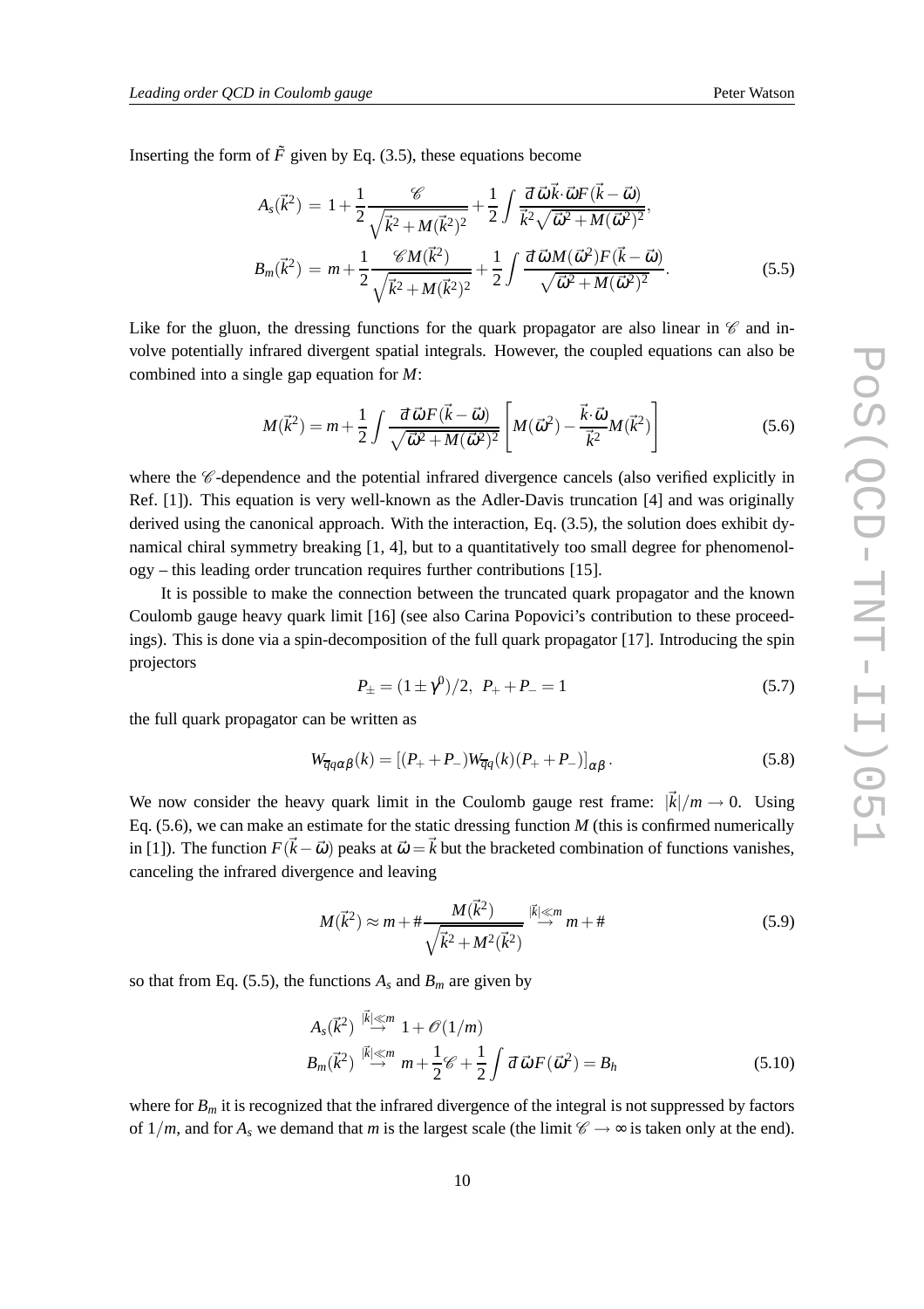Inserting the form of $\tilde{F}$ given by Eq. (3.5), these equations become

$$A_s(\vec{k}^2) = 1 + \frac{1}{2}\frac{\mathscr{C}}{\sqrt{\vec{k}^2 + M(\vec{k}^2)^2}} + \frac{1}{2}\int \frac{d\!\!{}^-\vec{\omega}\,\vec{k}\cdot\vec{\omega}F(\vec{k}-\vec{\omega})}{\vec{k}^2\sqrt{\vec{\omega}^2 + M(\vec{\omega}^2)^2}},$$

$$B_m(\vec{k}^2) = m + \frac{1}{2}\frac{\mathscr{C}M(\vec{k}^2)}{\sqrt{\vec{k}^2 + M(\vec{k}^2)^2}} + \frac{1}{2}\int \frac{d\!\!{}^-\vec{\omega}\,M(\vec{\omega}^2)F(\vec{k}-\vec{\omega})}{\sqrt{\vec{\omega}^2 + M(\vec{\omega}^2)^2}}. \tag{5.5}$$

Like for the gluon, the dressing functions for the quark propagator are also linear in $\mathscr{C}$ and involve potentially infrared divergent spatial integrals. However, the coupled equations can also be combined into a single gap equation for $M$:

$$M(\vec{k}^2) = m + \frac{1}{2}\int \frac{d\!\!{}^-\vec{\omega}\,F(\vec{k}-\vec{\omega})}{\sqrt{\vec{\omega}^2 + M(\vec{\omega}^2)^2}}\left[M(\vec{\omega}^2) - \frac{\vec{k}\cdot\vec{\omega}}{\vec{k}^2}M(\vec{k}^2)\right] \tag{5.6}$$

where the $\mathscr{C}$-dependence and the potential infrared divergence cancels (also verified explicitly in Ref. [1]). This equation is very well-known as the Adler-Davis truncation [4] and was originally derived using the canonical approach. With the interaction, Eq. (3.5), the solution does exhibit dynamical chiral symmetry breaking [1, 4], but to a quantitatively too small degree for phenomenology – this leading order truncation requires further contributions [15].

It is possible to make the connection between the truncated quark propagator and the known Coulomb gauge heavy quark limit [16] (see also Carina Popovici's contribution to these proceedings). This is done via a spin-decomposition of the full quark propagator [17]. Introducing the spin projectors

$$P_{\pm} = (1 \pm \gamma^0)/2, \quad P_+ + P_- = 1 \tag{5.7}$$

the full quark propagator can be written as

$$W_{\overline{q}q\alpha\beta}(k) = \left[(P_+ + P_-)W_{\overline{q}q}(k)(P_+ + P_-)\right]_{\alpha\beta}. \tag{5.8}$$

We now consider the heavy quark limit in the Coulomb gauge rest frame: $|\vec{k}|/m \to 0$. Using Eq. (5.6), we can make an estimate for the static dressing function $M$ (this is confirmed numerically in [1]). The function $F(\vec{k}-\vec{\omega})$ peaks at $\vec{\omega} = \vec{k}$ but the bracketed combination of functions vanishes, canceling the infrared divergence and leaving

$$M(\vec{k}^2) \approx m + \#\frac{M(\vec{k}^2)}{\sqrt{\vec{k}^2 + M^2(\vec{k}^2)}} \stackrel{|\vec{k}|\ll m}{\to} m + \# \tag{5.9}$$

so that from Eq. (5.5), the functions $A_s$ and $B_m$ are given by

$$A_s(\vec{k}^2) \stackrel{|\vec{k}|\ll m}{\to} 1 + \mathscr{O}(1/m)$$

$$B_m(\vec{k}^2) \stackrel{|\vec{k}|\ll m}{\to} m + \frac{1}{2}\mathscr{C} + \frac{1}{2}\int d\!\!{}^-\vec{\omega}\,F(\vec{\omega}^2) = B_h \tag{5.10}$$

where for $B_m$ it is recognized that the infrared divergence of the integral is not suppressed by factors of $1/m$, and for $A_s$ we demand that $m$ is the largest scale (the limit $\mathscr{C} \to \infty$ is taken only at the end).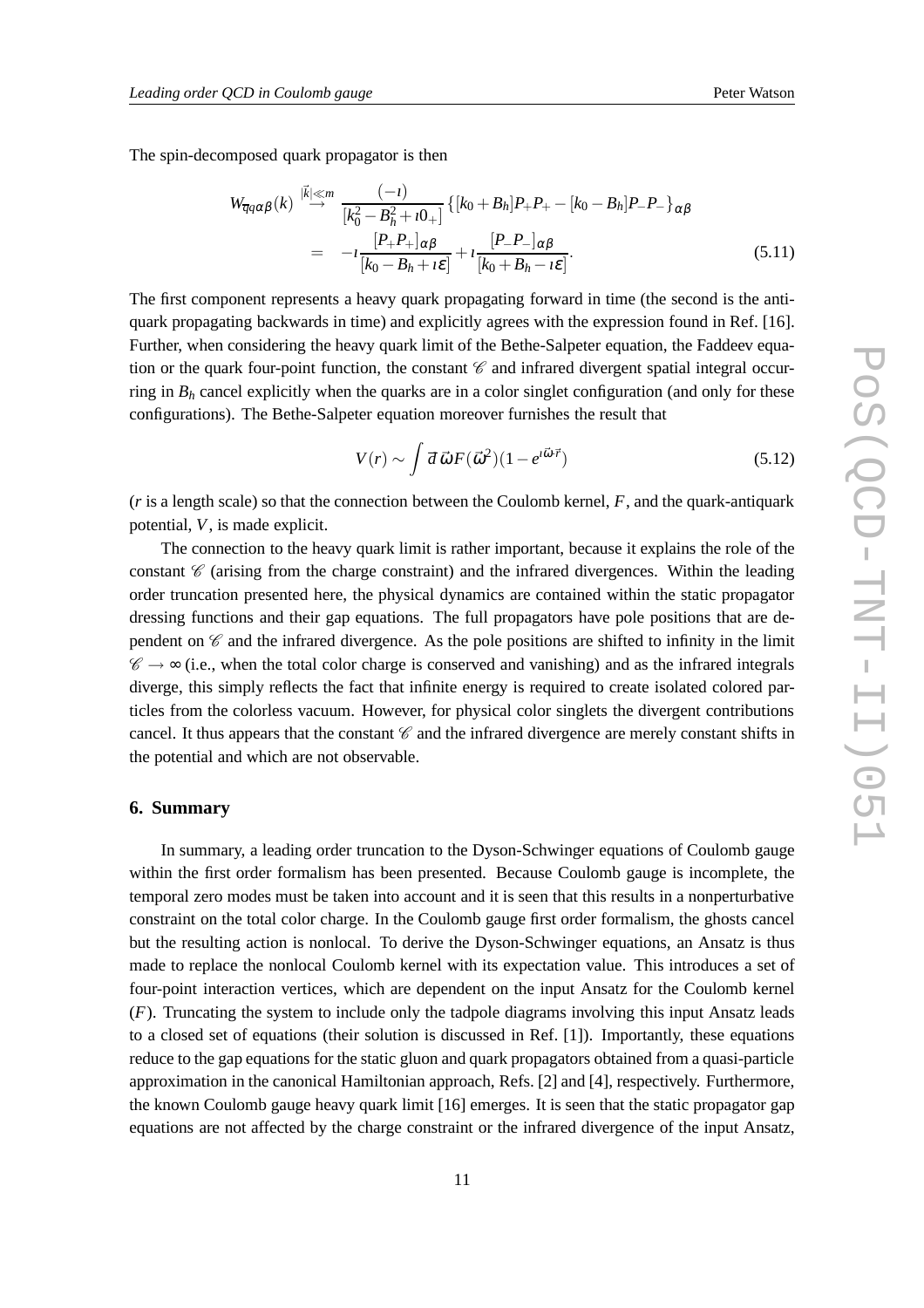The spin-decomposed quark propagator is then

$$
\begin{aligned}
W_{\overline{q}q\alpha\beta}(k) &\stackrel{|\vec{k}|\ll m}{\rightarrow} \frac{(-\imath)}{[k_0^2 - B_h^2 + \imath 0_+]} \left\{ [k_0 + B_h] P_+ P_+ - [k_0 - B_h] P_- P_- \right\}_{\alpha\beta} \\
&= -\imath \frac{[P_+ P_+]_{\alpha\beta}}{[k_0 - B_h + \imath\varepsilon]} + \imath \frac{[P_- P_-]_{\alpha\beta}}{[k_0 + B_h - \imath\varepsilon]}.
\end{aligned}
\tag{5.11}
$$

The first component represents a heavy quark propagating forward in time (the second is the antiquark propagating backwards in time) and explicitly agrees with the expression found in Ref. [16]. Further, when considering the heavy quark limit of the Bethe-Salpeter equation, the Faddeev equation or the quark four-point function, the constant $\mathscr{C}$ and infrared divergent spatial integral occurring in $B_h$ cancel explicitly when the quarks are in a color singlet configuration (and only for these configurations). The Bethe-Salpeter equation moreover furnishes the result that

$$
V(r) \sim \int \overline{d}\,\vec{\omega} F(\vec{\omega}^2)(1 - e^{\imath\vec{\omega}\cdot\vec{r}})
\tag{5.12}
$$

($r$ is a length scale) so that the connection between the Coulomb kernel, $F$, and the quark-antiquark potential, $V$, is made explicit.

The connection to the heavy quark limit is rather important, because it explains the role of the constant $\mathscr{C}$ (arising from the charge constraint) and the infrared divergences. Within the leading order truncation presented here, the physical dynamics are contained within the static propagator dressing functions and their gap equations. The full propagators have pole positions that are dependent on $\mathscr{C}$ and the infrared divergence. As the pole positions are shifted to infinity in the limit $\mathscr{C} \to \infty$ (i.e., when the total color charge is conserved and vanishing) and as the infrared integrals diverge, this simply reflects the fact that infinite energy is required to create isolated colored particles from the colorless vacuum. However, for physical color singlets the divergent contributions cancel. It thus appears that the constant $\mathscr{C}$ and the infrared divergence are merely constant shifts in the potential and which are not observable.

## 6. Summary

In summary, a leading order truncation to the Dyson-Schwinger equations of Coulomb gauge within the first order formalism has been presented. Because Coulomb gauge is incomplete, the temporal zero modes must be taken into account and it is seen that this results in a nonperturbative constraint on the total color charge. In the Coulomb gauge first order formalism, the ghosts cancel but the resulting action is nonlocal. To derive the Dyson-Schwinger equations, an Ansatz is thus made to replace the nonlocal Coulomb kernel with its expectation value. This introduces a set of four-point interaction vertices, which are dependent on the input Ansatz for the Coulomb kernel ($F$). Truncating the system to include only the tadpole diagrams involving this input Ansatz leads to a closed set of equations (their solution is discussed in Ref. [1]). Importantly, these equations reduce to the gap equations for the static gluon and quark propagators obtained from a quasi-particle approximation in the canonical Hamiltonian approach, Refs. [2] and [4], respectively. Furthermore, the known Coulomb gauge heavy quark limit [16] emerges. It is seen that the static propagator gap equations are not affected by the charge constraint or the infrared divergence of the input Ansatz,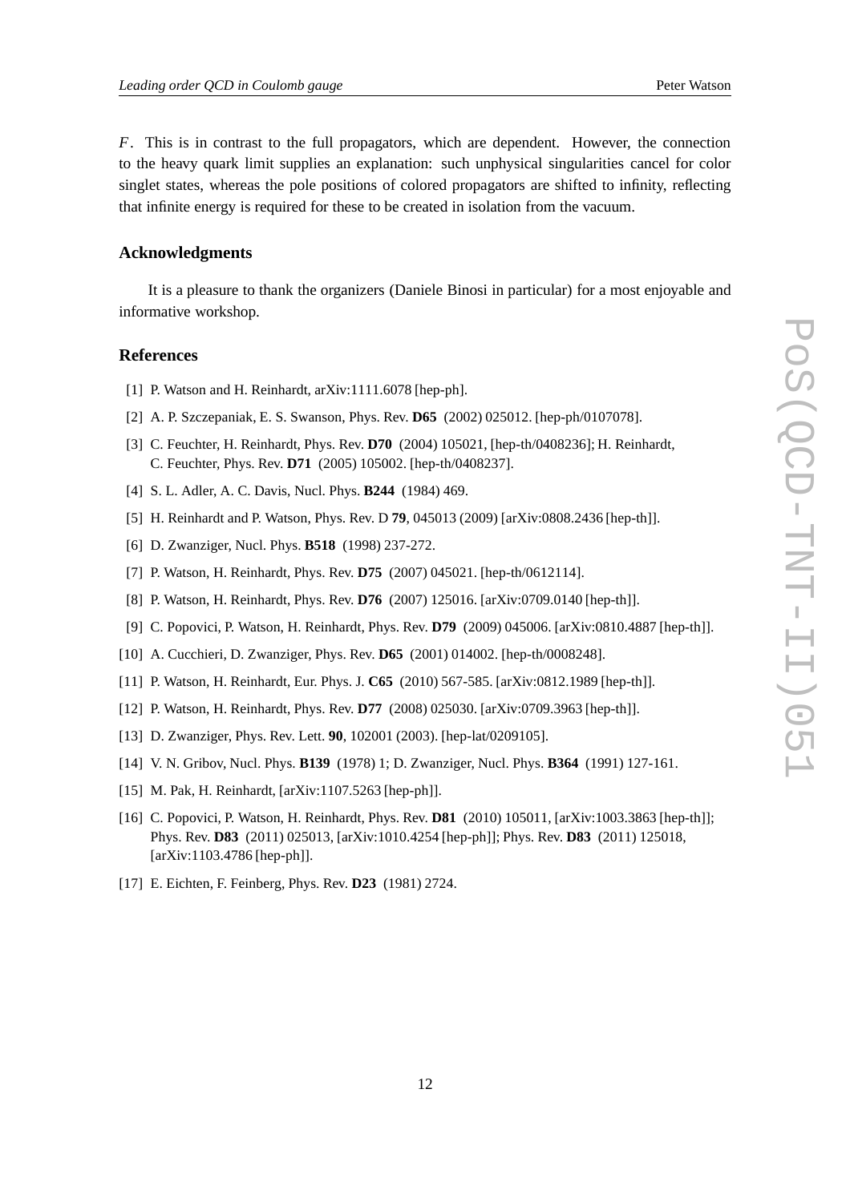$F$. This is in contrast to the full propagators, which are dependent. However, the connection to the heavy quark limit supplies an explanation: such unphysical singularities cancel for color singlet states, whereas the pole positions of colored propagators are shifted to infinity, reflecting that infinite energy is required for these to be created in isolation from the vacuum.

## Acknowledgments

It is a pleasure to thank the organizers (Daniele Binosi in particular) for a most enjoyable and informative workshop.

## References

[1] P. Watson and H. Reinhardt, arXiv:1111.6078 [hep-ph].

[2] A. P. Szczepaniak, E. S. Swanson, Phys. Rev. **D65** (2002) 025012. [hep-ph/0107078].

[3] C. Feuchter, H. Reinhardt, Phys. Rev. **D70** (2004) 105021, [hep-th/0408236]; H. Reinhardt, C. Feuchter, Phys. Rev. **D71** (2005) 105002. [hep-th/0408237].

[4] S. L. Adler, A. C. Davis, Nucl. Phys. **B244** (1984) 469.

[5] H. Reinhardt and P. Watson, Phys. Rev. D **79**, 045013 (2009) [arXiv:0808.2436 [hep-th]].

[6] D. Zwanziger, Nucl. Phys. **B518** (1998) 237-272.

[7] P. Watson, H. Reinhardt, Phys. Rev. **D75** (2007) 045021. [hep-th/0612114].

[8] P. Watson, H. Reinhardt, Phys. Rev. **D76** (2007) 125016. [arXiv:0709.0140 [hep-th]].

[9] C. Popovici, P. Watson, H. Reinhardt, Phys. Rev. **D79** (2009) 045006. [arXiv:0810.4887 [hep-th]].

[10] A. Cucchieri, D. Zwanziger, Phys. Rev. **D65** (2001) 014002. [hep-th/0008248].

[11] P. Watson, H. Reinhardt, Eur. Phys. J. **C65** (2010) 567-585. [arXiv:0812.1989 [hep-th]].

[12] P. Watson, H. Reinhardt, Phys. Rev. **D77** (2008) 025030. [arXiv:0709.3963 [hep-th]].

[13] D. Zwanziger, Phys. Rev. Lett. **90**, 102001 (2003). [hep-lat/0209105].

[14] V. N. Gribov, Nucl. Phys. **B139** (1978) 1; D. Zwanziger, Nucl. Phys. **B364** (1991) 127-161.

[15] M. Pak, H. Reinhardt, [arXiv:1107.5263 [hep-ph]].

[16] C. Popovici, P. Watson, H. Reinhardt, Phys. Rev. **D81** (2010) 105011, [arXiv:1003.3863 [hep-th]]; Phys. Rev. **D83** (2011) 025013, [arXiv:1010.4254 [hep-ph]]; Phys. Rev. **D83** (2011) 125018, [arXiv:1103.4786 [hep-ph]].

[17] E. Eichten, F. Feinberg, Phys. Rev. **D23** (1981) 2724.